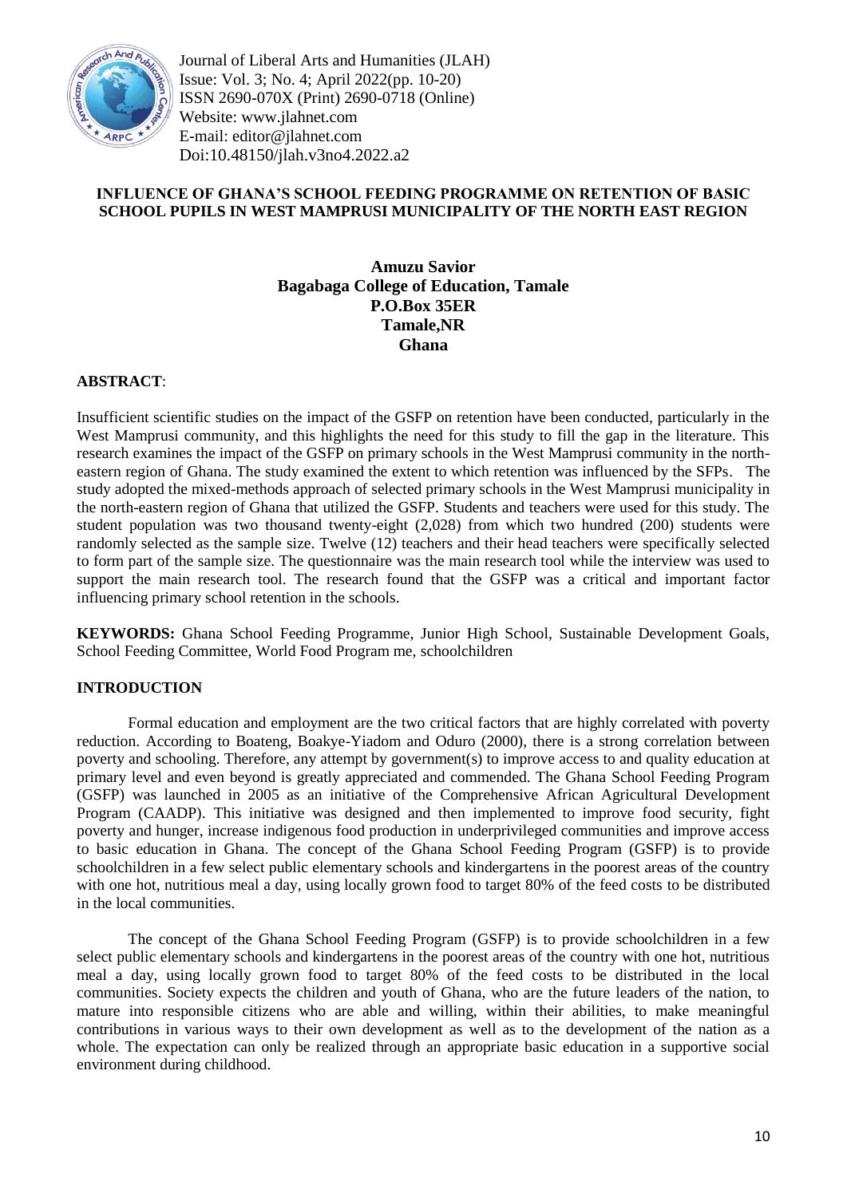Journal of Liberal Arts and Humanities (JLAH)
Issue: Vol. 3; No. 4; April 2022(pp. 10-20)
ISSN 2690-070X (Print) 2690-0718 (Online)
Website: www.jlahnet.com
E-mail: editor@jlahnet.com
Doi:10.48150/jlah.v3no4.2022.a2

# INFLUENCE OF GHANA'S SCHOOL FEEDING PROGRAMME ON RETENTION OF BASIC SCHOOL PUPILS IN WEST MAMPRUSI MUNICIPALITY OF THE NORTH EAST REGION

**Amuzu Savior**
**Bagabaga College of Education, Tamale**
**P.O.Box 35ER**
**Tamale,NR**
**Ghana**

**ABSTRACT**:

Insufficient scientific studies on the impact of the GSFP on retention have been conducted, particularly in the West Mamprusi community, and this highlights the need for this study to fill the gap in the literature. This research examines the impact of the GSFP on primary schools in the West Mamprusi community in the north-eastern region of Ghana. The study examined the extent to which retention was influenced by the SFPs. The study adopted the mixed-methods approach of selected primary schools in the West Mamprusi municipality in the north-eastern region of Ghana that utilized the GSFP. Students and teachers were used for this study. The student population was two thousand twenty-eight (2,028) from which two hundred (200) students were randomly selected as the sample size. Twelve (12) teachers and their head teachers were specifically selected to form part of the sample size. The questionnaire was the main research tool while the interview was used to support the main research tool. The research found that the GSFP was a critical and important factor influencing primary school retention in the schools.

**KEYWORDS:** Ghana School Feeding Programme, Junior High School, Sustainable Development Goals, School Feeding Committee, World Food Program me, schoolchildren

## INTRODUCTION

Formal education and employment are the two critical factors that are highly correlated with poverty reduction. According to Boateng, Boakye-Yiadom and Oduro (2000), there is a strong correlation between poverty and schooling. Therefore, any attempt by government(s) to improve access to and quality education at primary level and even beyond is greatly appreciated and commended. The Ghana School Feeding Program (GSFP) was launched in 2005 as an initiative of the Comprehensive African Agricultural Development Program (CAADP). This initiative was designed and then implemented to improve food security, fight poverty and hunger, increase indigenous food production in underprivileged communities and improve access to basic education in Ghana. The concept of the Ghana School Feeding Program (GSFP) is to provide schoolchildren in a few select public elementary schools and kindergartens in the poorest areas of the country with one hot, nutritious meal a day, using locally grown food to target 80% of the feed costs to be distributed in the local communities.

The concept of the Ghana School Feeding Program (GSFP) is to provide schoolchildren in a few select public elementary schools and kindergartens in the poorest areas of the country with one hot, nutritious meal a day, using locally grown food to target 80% of the feed costs to be distributed in the local communities. Society expects the children and youth of Ghana, who are the future leaders of the nation, to mature into responsible citizens who are able and willing, within their abilities, to make meaningful contributions in various ways to their own development as well as to the development of the nation as a whole. The expectation can only be realized through an appropriate basic education in a supportive social environment during childhood.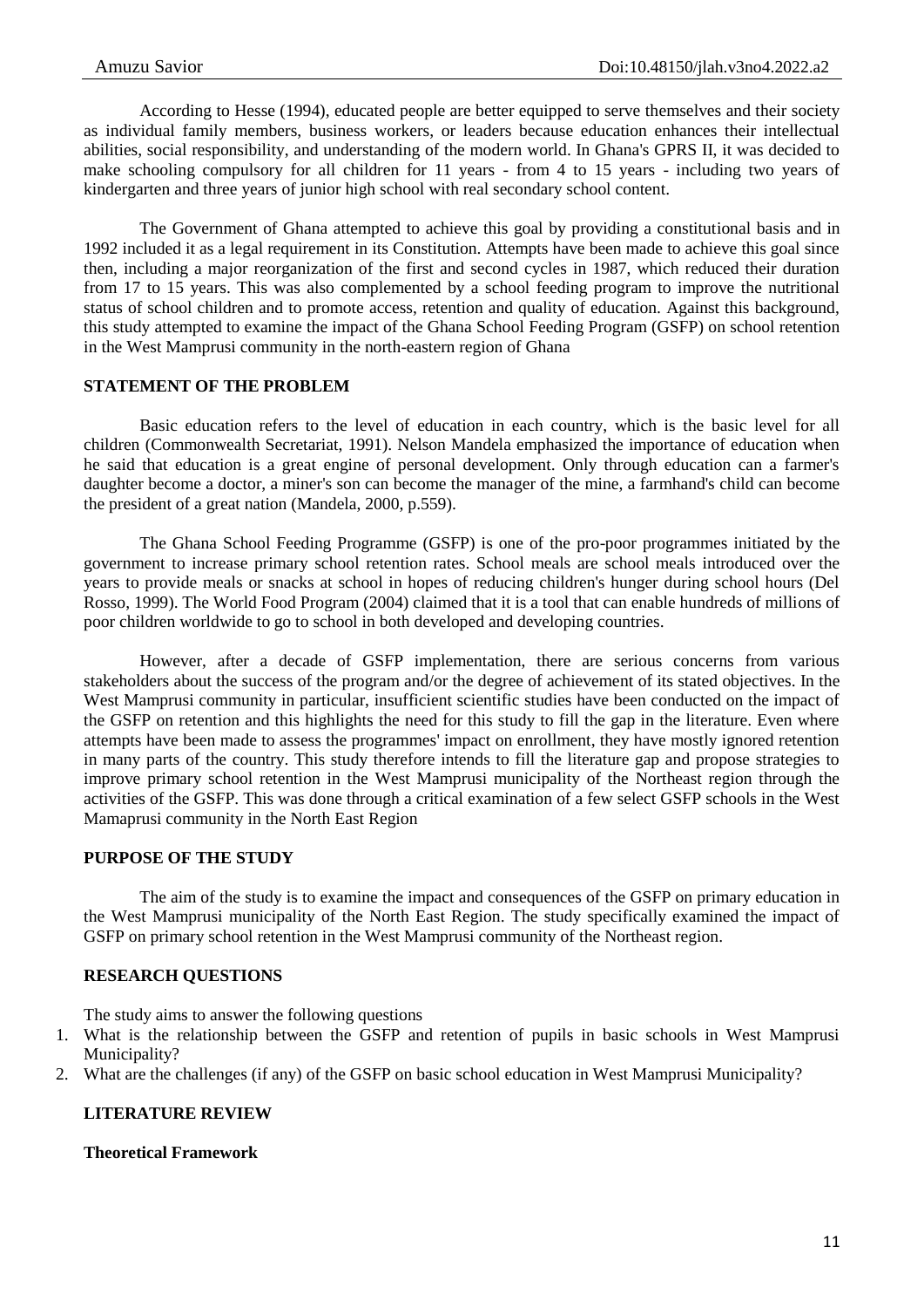According to Hesse (1994), educated people are better equipped to serve themselves and their society as individual family members, business workers, or leaders because education enhances their intellectual abilities, social responsibility, and understanding of the modern world. In Ghana's GPRS II, it was decided to make schooling compulsory for all children for 11 years - from 4 to 15 years - including two years of kindergarten and three years of junior high school with real secondary school content.

The Government of Ghana attempted to achieve this goal by providing a constitutional basis and in 1992 included it as a legal requirement in its Constitution. Attempts have been made to achieve this goal since then, including a major reorganization of the first and second cycles in 1987, which reduced their duration from 17 to 15 years. This was also complemented by a school feeding program to improve the nutritional status of school children and to promote access, retention and quality of education. Against this background, this study attempted to examine the impact of the Ghana School Feeding Program (GSFP) on school retention in the West Mamprusi community in the north-eastern region of Ghana

## STATEMENT OF THE PROBLEM

Basic education refers to the level of education in each country, which is the basic level for all children (Commonwealth Secretariat, 1991). Nelson Mandela emphasized the importance of education when he said that education is a great engine of personal development. Only through education can a farmer's daughter become a doctor, a miner's son can become the manager of the mine, a farmhand's child can become the president of a great nation (Mandela, 2000, p.559).

The Ghana School Feeding Programme (GSFP) is one of the pro-poor programmes initiated by the government to increase primary school retention rates. School meals are school meals introduced over the years to provide meals or snacks at school in hopes of reducing children's hunger during school hours (Del Rosso, 1999). The World Food Program (2004) claimed that it is a tool that can enable hundreds of millions of poor children worldwide to go to school in both developed and developing countries.

However, after a decade of GSFP implementation, there are serious concerns from various stakeholders about the success of the program and/or the degree of achievement of its stated objectives. In the West Mamprusi community in particular, insufficient scientific studies have been conducted on the impact of the GSFP on retention and this highlights the need for this study to fill the gap in the literature. Even where attempts have been made to assess the programmes' impact on enrollment, they have mostly ignored retention in many parts of the country. This study therefore intends to fill the literature gap and propose strategies to improve primary school retention in the West Mamprusi municipality of the Northeast region through the activities of the GSFP. This was done through a critical examination of a few select GSFP schools in the West Mamaprusi community in the North East Region

## PURPOSE OF THE STUDY

The aim of the study is to examine the impact and consequences of the GSFP on primary education in the West Mamprusi municipality of the North East Region. The study specifically examined the impact of GSFP on primary school retention in the West Mamprusi community of the Northeast region.

## RESEARCH QUESTIONS

The study aims to answer the following questions

1. What is the relationship between the GSFP and retention of pupils in basic schools in West Mamprusi Municipality?
2. What are the challenges (if any) of the GSFP on basic school education in West Mamprusi Municipality?

## LITERATURE REVIEW

### Theoretical Framework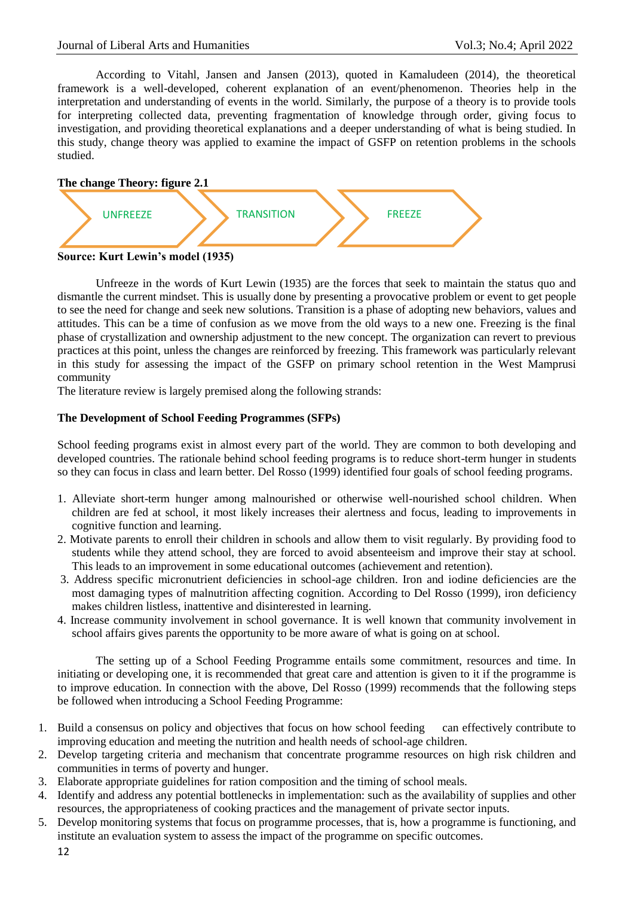According to Vitahl, Jansen and Jansen (2013), quoted in Kamaludeen (2014), the theoretical framework is a well-developed, coherent explanation of an event/phenomenon. Theories help in the interpretation and understanding of events in the world. Similarly, the purpose of a theory is to provide tools for interpreting collected data, preventing fragmentation of knowledge through order, giving focus to investigation, and providing theoretical explanations and a deeper understanding of what is being studied. In this study, change theory was applied to examine the impact of GSFP on retention problems in the schools studied.

**The change Theory: figure 2.1**

UNFREEZE → TRANSITION → FREEZE

**Source: Kurt Lewin's model (1935)**

Unfreeze in the words of Kurt Lewin (1935) are the forces that seek to maintain the status quo and dismantle the current mindset. This is usually done by presenting a provocative problem or event to get people to see the need for change and seek new solutions. Transition is a phase of adopting new behaviors, values and attitudes. This can be a time of confusion as we move from the old ways to a new one. Freezing is the final phase of crystallization and ownership adjustment to the new concept. The organization can revert to previous practices at this point, unless the changes are reinforced by freezing. This framework was particularly relevant in this study for assessing the impact of the GSFP on primary school retention in the West Mamprusi community

The literature review is largely premised along the following strands:

**The Development of School Feeding Programmes (SFPs)**

School feeding programs exist in almost every part of the world. They are common to both developing and developed countries. The rationale behind school feeding programs is to reduce short-term hunger in students so they can focus in class and learn better. Del Rosso (1999) identified four goals of school feeding programs.

1. Alleviate short-term hunger among malnourished or otherwise well-nourished school children. When children are fed at school, it most likely increases their alertness and focus, leading to improvements in cognitive function and learning.
2. Motivate parents to enroll their children in schools and allow them to visit regularly. By providing food to students while they attend school, they are forced to avoid absenteeism and improve their stay at school. This leads to an improvement in some educational outcomes (achievement and retention).
3. Address specific micronutrient deficiencies in school-age children. Iron and iodine deficiencies are the most damaging types of malnutrition affecting cognition. According to Del Rosso (1999), iron deficiency makes children listless, inattentive and disinterested in learning.
4. Increase community involvement in school governance. It is well known that community involvement in school affairs gives parents the opportunity to be more aware of what is going on at school.

The setting up of a School Feeding Programme entails some commitment, resources and time. In initiating or developing one, it is recommended that great care and attention is given to it if the programme is to improve education. In connection with the above, Del Rosso (1999) recommends that the following steps be followed when introducing a School Feeding Programme:

1. Build a consensus on policy and objectives that focus on how school feeding can effectively contribute to improving education and meeting the nutrition and health needs of school-age children.
2. Develop targeting criteria and mechanism that concentrate programme resources on high risk children and communities in terms of poverty and hunger.
3. Elaborate appropriate guidelines for ration composition and the timing of school meals.
4. Identify and address any potential bottlenecks in implementation: such as the availability of supplies and other resources, the appropriateness of cooking practices and the management of private sector inputs.
5. Develop monitoring systems that focus on programme processes, that is, how a programme is functioning, and institute an evaluation system to assess the impact of the programme on specific outcomes.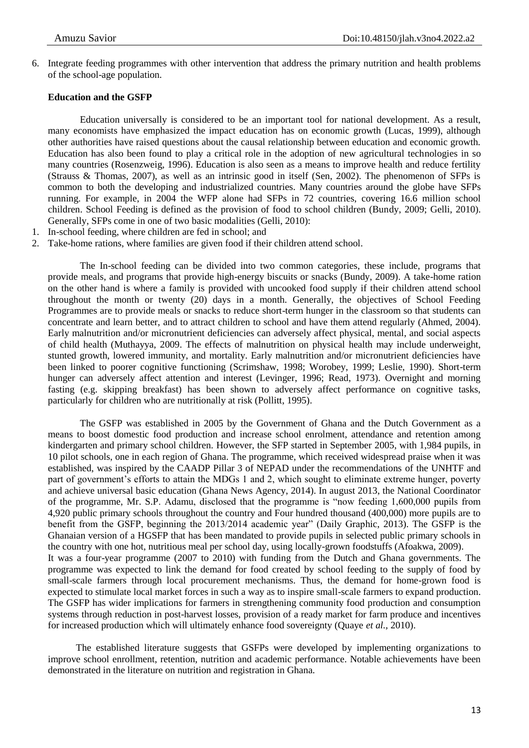6. Integrate feeding programmes with other intervention that address the primary nutrition and health problems of the school-age population.

**Education and the GSFP**

Education universally is considered to be an important tool for national development. As a result, many economists have emphasized the impact education has on economic growth (Lucas, 1999), although other authorities have raised questions about the causal relationship between education and economic growth. Education has also been found to play a critical role in the adoption of new agricultural technologies in so many countries (Rosenzweig, 1996). Education is also seen as a means to improve health and reduce fertility (Strauss & Thomas, 2007), as well as an intrinsic good in itself (Sen, 2002). The phenomenon of SFPs is common to both the developing and industrialized countries. Many countries around the globe have SFPs running. For example, in 2004 the WFP alone had SFPs in 72 countries, covering 16.6 million school children. School Feeding is defined as the provision of food to school children (Bundy, 2009; Gelli, 2010). Generally, SFPs come in one of two basic modalities (Gelli, 2010):

1. In-school feeding, where children are fed in school; and
2. Take-home rations, where families are given food if their children attend school.

The In-school feeding can be divided into two common categories, these include, programs that provide meals, and programs that provide high-energy biscuits or snacks (Bundy, 2009). A take-home ration on the other hand is where a family is provided with uncooked food supply if their children attend school throughout the month or twenty (20) days in a month. Generally, the objectives of School Feeding Programmes are to provide meals or snacks to reduce short-term hunger in the classroom so that students can concentrate and learn better, and to attract children to school and have them attend regularly (Ahmed, 2004). Early malnutrition and/or micronutrient deficiencies can adversely affect physical, mental, and social aspects of child health (Muthayya, 2009. The effects of malnutrition on physical health may include underweight, stunted growth, lowered immunity, and mortality. Early malnutrition and/or micronutrient deficiencies have been linked to poorer cognitive functioning (Scrimshaw, 1998; Worobey, 1999; Leslie, 1990). Short-term hunger can adversely affect attention and interest (Levinger, 1996; Read, 1973). Overnight and morning fasting (e.g. skipping breakfast) has been shown to adversely affect performance on cognitive tasks, particularly for children who are nutritionally at risk (Pollitt, 1995).

The GSFP was established in 2005 by the Government of Ghana and the Dutch Government as a means to boost domestic food production and increase school enrolment, attendance and retention among kindergarten and primary school children. However, the SFP started in September 2005, with 1,984 pupils, in 10 pilot schools, one in each region of Ghana. The programme, which received widespread praise when it was established, was inspired by the CAADP Pillar 3 of NEPAD under the recommendations of the UNHTF and part of government's efforts to attain the MDGs 1 and 2, which sought to eliminate extreme hunger, poverty and achieve universal basic education (Ghana News Agency, 2014). In august 2013, the National Coordinator of the programme, Mr. S.P. Adamu, disclosed that the programme is "now feeding 1,600,000 pupils from 4,920 public primary schools throughout the country and Four hundred thousand (400,000) more pupils are to benefit from the GSFP, beginning the 2013/2014 academic year" (Daily Graphic, 2013). The GSFP is the Ghanaian version of a HGSFP that has been mandated to provide pupils in selected public primary schools in the country with one hot, nutritious meal per school day, using locally-grown foodstuffs (Afoakwa, 2009).

It was a four-year programme (2007 to 2010) with funding from the Dutch and Ghana governments. The programme was expected to link the demand for food created by school feeding to the supply of food by small-scale farmers through local procurement mechanisms. Thus, the demand for home-grown food is expected to stimulate local market forces in such a way as to inspire small-scale farmers to expand production. The GSFP has wider implications for farmers in strengthening community food production and consumption systems through reduction in post-harvest losses, provision of a ready market for farm produce and incentives for increased production which will ultimately enhance food sovereignty (Quaye *et al.,* 2010).

The established literature suggests that GSFPs were developed by implementing organizations to improve school enrollment, retention, nutrition and academic performance. Notable achievements have been demonstrated in the literature on nutrition and registration in Ghana.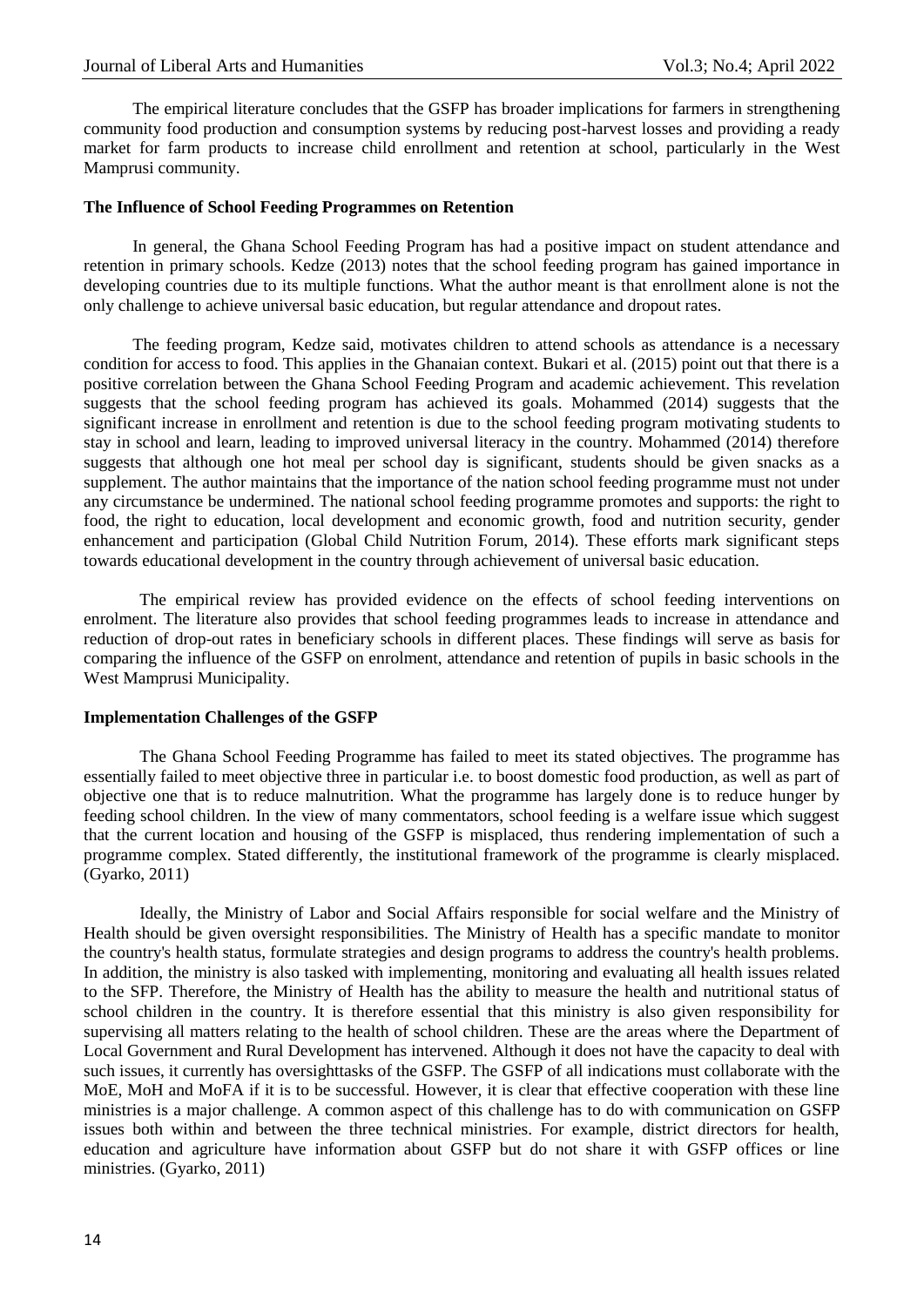The empirical literature concludes that the GSFP has broader implications for farmers in strengthening community food production and consumption systems by reducing post-harvest losses and providing a ready market for farm products to increase child enrollment and retention at school, particularly in the West Mamprusi community.

**The Influence of School Feeding Programmes on Retention**

In general, the Ghana School Feeding Program has had a positive impact on student attendance and retention in primary schools. Kedze (2013) notes that the school feeding program has gained importance in developing countries due to its multiple functions. What the author meant is that enrollment alone is not the only challenge to achieve universal basic education, but regular attendance and dropout rates.

The feeding program, Kedze said, motivates children to attend schools as attendance is a necessary condition for access to food. This applies in the Ghanaian context. Bukari et al. (2015) point out that there is a positive correlation between the Ghana School Feeding Program and academic achievement. This revelation suggests that the school feeding program has achieved its goals. Mohammed (2014) suggests that the significant increase in enrollment and retention is due to the school feeding program motivating students to stay in school and learn, leading to improved universal literacy in the country. Mohammed (2014) therefore suggests that although one hot meal per school day is significant, students should be given snacks as a supplement. The author maintains that the importance of the nation school feeding programme must not under any circumstance be undermined. The national school feeding programme promotes and supports: the right to food, the right to education, local development and economic growth, food and nutrition security, gender enhancement and participation (Global Child Nutrition Forum, 2014). These efforts mark significant steps towards educational development in the country through achievement of universal basic education.

The empirical review has provided evidence on the effects of school feeding interventions on enrolment. The literature also provides that school feeding programmes leads to increase in attendance and reduction of drop-out rates in beneficiary schools in different places. These findings will serve as basis for comparing the influence of the GSFP on enrolment, attendance and retention of pupils in basic schools in the West Mamprusi Municipality.

**Implementation Challenges of the GSFP**

The Ghana School Feeding Programme has failed to meet its stated objectives. The programme has essentially failed to meet objective three in particular i.e. to boost domestic food production, as well as part of objective one that is to reduce malnutrition. What the programme has largely done is to reduce hunger by feeding school children. In the view of many commentators, school feeding is a welfare issue which suggest that the current location and housing of the GSFP is misplaced, thus rendering implementation of such a programme complex. Stated differently, the institutional framework of the programme is clearly misplaced. (Gyarko, 2011)

Ideally, the Ministry of Labor and Social Affairs responsible for social welfare and the Ministry of Health should be given oversight responsibilities. The Ministry of Health has a specific mandate to monitor the country's health status, formulate strategies and design programs to address the country's health problems. In addition, the ministry is also tasked with implementing, monitoring and evaluating all health issues related to the SFP. Therefore, the Ministry of Health has the ability to measure the health and nutritional status of school children in the country. It is therefore essential that this ministry is also given responsibility for supervising all matters relating to the health of school children. These are the areas where the Department of Local Government and Rural Development has intervened. Although it does not have the capacity to deal with such issues, it currently has oversighttasks of the GSFP. The GSFP of all indications must collaborate with the MoE, MoH and MoFA if it is to be successful. However, it is clear that effective cooperation with these line ministries is a major challenge. A common aspect of this challenge has to do with communication on GSFP issues both within and between the three technical ministries. For example, district directors for health, education and agriculture have information about GSFP but do not share it with GSFP offices or line ministries. (Gyarko, 2011)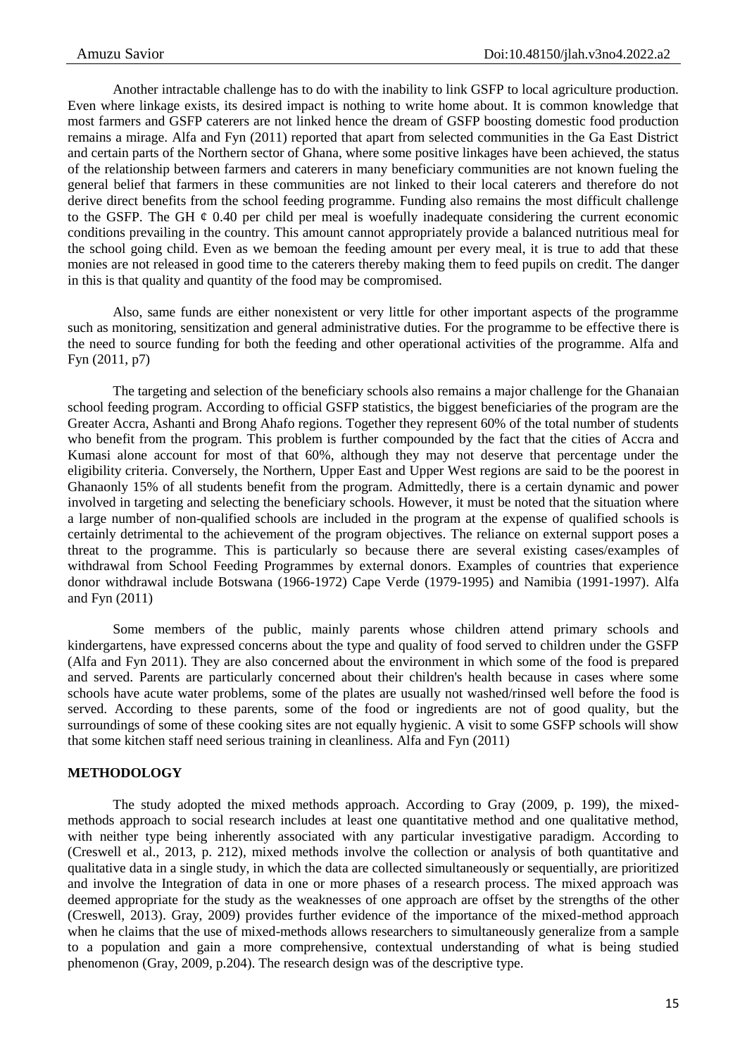Another intractable challenge has to do with the inability to link GSFP to local agriculture production. Even where linkage exists, its desired impact is nothing to write home about. It is common knowledge that most farmers and GSFP caterers are not linked hence the dream of GSFP boosting domestic food production remains a mirage. Alfa and Fyn (2011) reported that apart from selected communities in the Ga East District and certain parts of the Northern sector of Ghana, where some positive linkages have been achieved, the status of the relationship between farmers and caterers in many beneficiary communities are not known fueling the general belief that farmers in these communities are not linked to their local caterers and therefore do not derive direct benefits from the school feeding programme. Funding also remains the most difficult challenge to the GSFP. The GH ¢ 0.40 per child per meal is woefully inadequate considering the current economic conditions prevailing in the country. This amount cannot appropriately provide a balanced nutritious meal for the school going child. Even as we bemoan the feeding amount per every meal, it is true to add that these monies are not released in good time to the caterers thereby making them to feed pupils on credit. The danger in this is that quality and quantity of the food may be compromised.

Also, same funds are either nonexistent or very little for other important aspects of the programme such as monitoring, sensitization and general administrative duties. For the programme to be effective there is the need to source funding for both the feeding and other operational activities of the programme. Alfa and Fyn (2011, p7)

The targeting and selection of the beneficiary schools also remains a major challenge for the Ghanaian school feeding program. According to official GSFP statistics, the biggest beneficiaries of the program are the Greater Accra, Ashanti and Brong Ahafo regions. Together they represent 60% of the total number of students who benefit from the program. This problem is further compounded by the fact that the cities of Accra and Kumasi alone account for most of that 60%, although they may not deserve that percentage under the eligibility criteria. Conversely, the Northern, Upper East and Upper West regions are said to be the poorest in Ghanaonly 15% of all students benefit from the program. Admittedly, there is a certain dynamic and power involved in targeting and selecting the beneficiary schools. However, it must be noted that the situation where a large number of non-qualified schools are included in the program at the expense of qualified schools is certainly detrimental to the achievement of the program objectives. The reliance on external support poses a threat to the programme. This is particularly so because there are several existing cases/examples of withdrawal from School Feeding Programmes by external donors. Examples of countries that experience donor withdrawal include Botswana (1966-1972) Cape Verde (1979-1995) and Namibia (1991-1997). Alfa and Fyn (2011)

Some members of the public, mainly parents whose children attend primary schools and kindergartens, have expressed concerns about the type and quality of food served to children under the GSFP (Alfa and Fyn 2011). They are also concerned about the environment in which some of the food is prepared and served. Parents are particularly concerned about their children's health because in cases where some schools have acute water problems, some of the plates are usually not washed/rinsed well before the food is served. According to these parents, some of the food or ingredients are not of good quality, but the surroundings of some of these cooking sites are not equally hygienic. A visit to some GSFP schools will show that some kitchen staff need serious training in cleanliness. Alfa and Fyn (2011)

## METHODOLOGY

The study adopted the mixed methods approach. According to Gray (2009, p. 199), the mixed-methods approach to social research includes at least one quantitative method and one qualitative method, with neither type being inherently associated with any particular investigative paradigm. According to (Creswell et al., 2013, p. 212), mixed methods involve the collection or analysis of both quantitative and qualitative data in a single study, in which the data are collected simultaneously or sequentially, are prioritized and involve the Integration of data in one or more phases of a research process. The mixed approach was deemed appropriate for the study as the weaknesses of one approach are offset by the strengths of the other (Creswell, 2013). Gray, 2009) provides further evidence of the importance of the mixed-method approach when he claims that the use of mixed-methods allows researchers to simultaneously generalize from a sample to a population and gain a more comprehensive, contextual understanding of what is being studied phenomenon (Gray, 2009, p.204). The research design was of the descriptive type.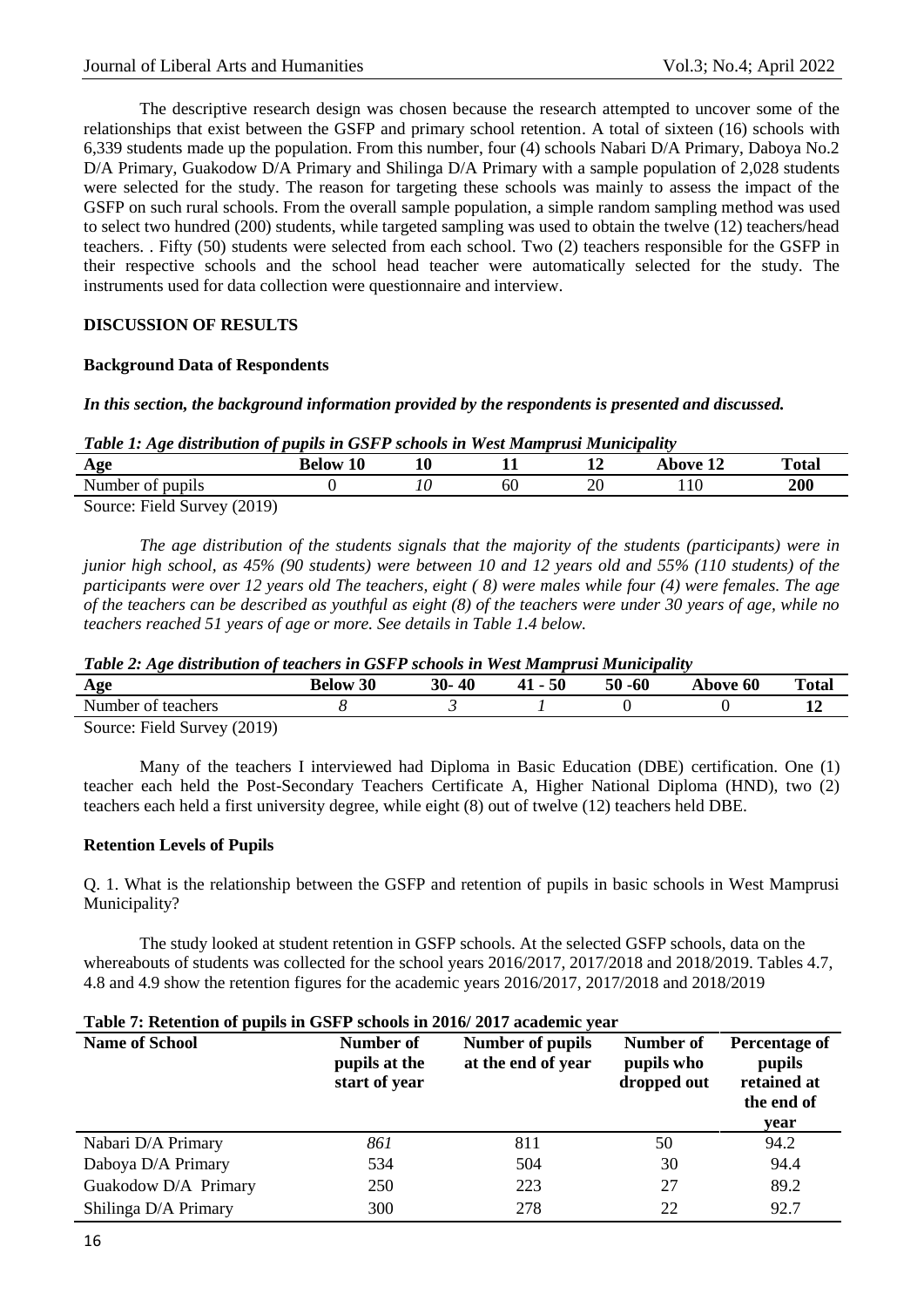The descriptive research design was chosen because the research attempted to uncover some of the relationships that exist between the GSFP and primary school retention. A total of sixteen (16) schools with 6,339 students made up the population. From this number, four (4) schools Nabari D/A Primary, Daboya No.2 D/A Primary, Guakodow D/A Primary and Shilinga D/A Primary with a sample population of 2,028 students were selected for the study. The reason for targeting these schools was mainly to assess the impact of the GSFP on such rural schools. From the overall sample population, a simple random sampling method was used to select two hundred (200) students, while targeted sampling was used to obtain the twelve (12) teachers/head teachers. . Fifty (50) students were selected from each school. Two (2) teachers responsible for the GSFP in their respective schools and the school head teacher were automatically selected for the study. The instruments used for data collection were questionnaire and interview.

## DISCUSSION OF RESULTS

### Background Data of Respondents

***In this section, the background information provided by the respondents is presented and discussed.***

***Table 1: Age distribution of pupils in GSFP schools in West Mamprusi Municipality***

| Age | Below 10 | 10 | 11 | 12 | Above 12 | Total |
|---|---|---|---|---|---|---|
| Number of pupils | 0 | *10* | 60 | 20 | 110 | **200** |

Source: Field Survey (2019)

*The age distribution of the students signals that the majority of the students (participants) were in junior high school, as 45% (90 students) were between 10 and 12 years old and 55% (110 students) of the participants were over 12 years old The teachers, eight ( 8) were males while four (4) were females. The age of the teachers can be described as youthful as eight (8) of the teachers were under 30 years of age, while no teachers reached 51 years of age or more. See details in Table 1.4 below.*

***Table 2: Age distribution of teachers in GSFP schools in West Mamprusi Municipality***

| Age | Below 30 | 30- 40 | 41 - 50 | 50 -60 | Above 60 | Total |
|---|---|---|---|---|---|---|
| Number of teachers | *8* | *3* | *1* | 0 | 0 | **12** |

Source: Field Survey (2019)

Many of the teachers I interviewed had Diploma in Basic Education (DBE) certification. One (1) teacher each held the Post-Secondary Teachers Certificate A, Higher National Diploma (HND), two (2) teachers each held a first university degree, while eight (8) out of twelve (12) teachers held DBE.

### Retention Levels of Pupils

Q. 1. What is the relationship between the GSFP and retention of pupils in basic schools in West Mamprusi Municipality?

The study looked at student retention in GSFP schools. At the selected GSFP schools, data on the whereabouts of students was collected for the school years 2016/2017, 2017/2018 and 2018/2019. Tables 4.7, 4.8 and 4.9 show the retention figures for the academic years 2016/2017, 2017/2018 and 2018/2019

**Table 7: Retention of pupils in GSFP schools in 2016/ 2017 academic year**

| Name of School | Number of pupils at the start of year | Number of pupils at the end of year | Number of pupils who dropped out | Percentage of pupils retained at the end of year |
|---|---|---|---|---|
| Nabari D/A Primary | *861* | 811 | 50 | 94.2 |
| Daboya D/A Primary | 534 | 504 | 30 | 94.4 |
| Guakodow D/A Primary | 250 | 223 | 27 | 89.2 |
| Shilinga D/A Primary | 300 | 278 | 22 | 92.7 |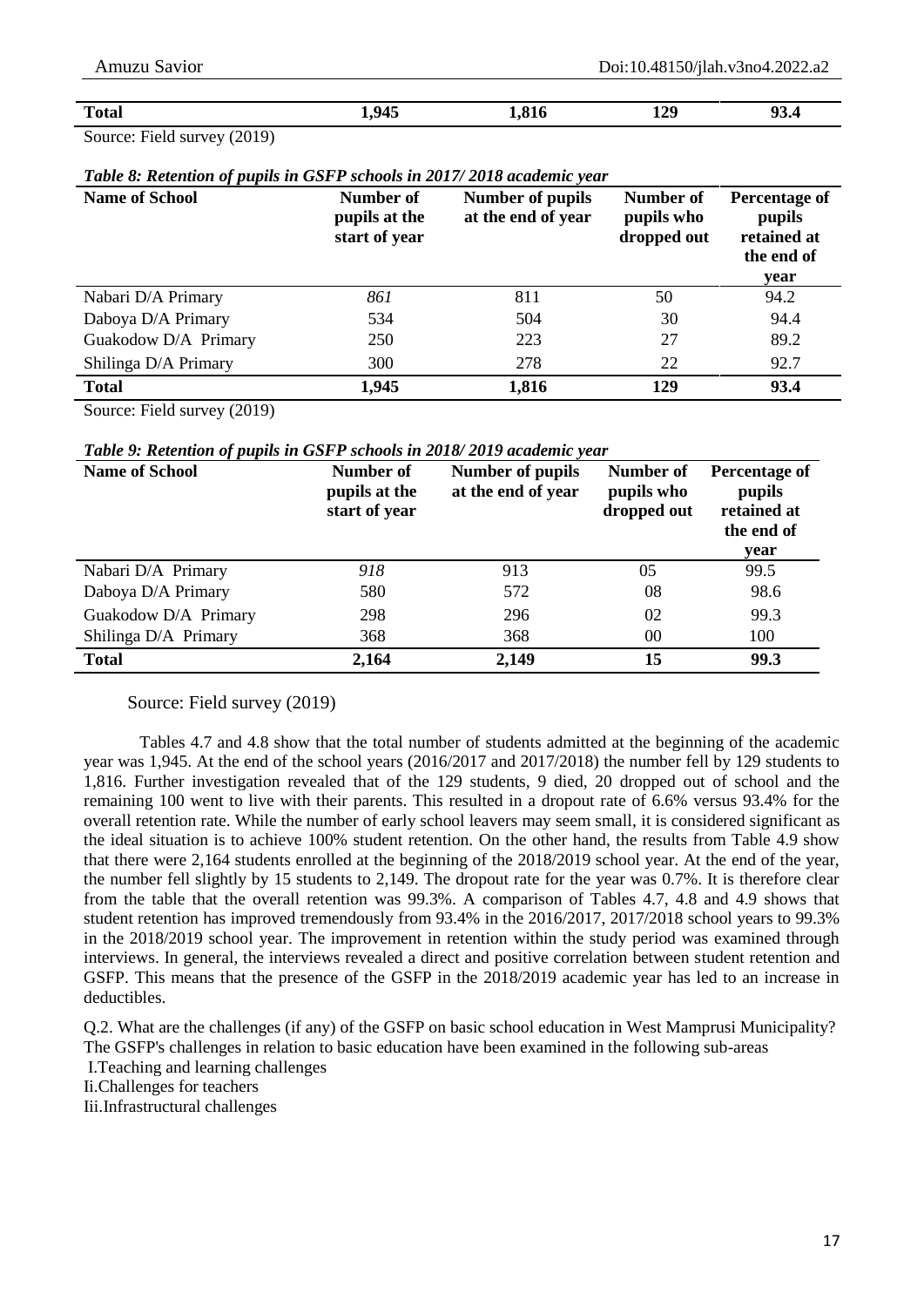| Total | 1,945 | 1,816 | 129 | 93.4 |
|---|---|---|---|---|

Source: Field survey (2019)

***Table 8: Retention of pupils in GSFP schools in 2017/ 2018 academic year***

| Name of School | Number of pupils at the start of year | Number of pupils at the end of year | Number of pupils who dropped out | Percentage of pupils retained at the end of year |
|---|---|---|---|---|
| Nabari D/A Primary | *861* | 811 | 50 | 94.2 |
| Daboya D/A Primary | 534 | 504 | 30 | 94.4 |
| Guakodow D/A Primary | 250 | 223 | 27 | 89.2 |
| Shilinga D/A Primary | 300 | 278 | 22 | 92.7 |
| **Total** | **1,945** | **1,816** | **129** | **93.4** |

Source: Field survey (2019)

***Table 9: Retention of pupils in GSFP schools in 2018/ 2019 academic year***

| Name of School | Number of pupils at the start of year | Number of pupils at the end of year | Number of pupils who dropped out | Percentage of pupils retained at the end of year |
|---|---|---|---|---|
| Nabari D/A Primary | *918* | 913 | 05 | 99.5 |
| Daboya D/A Primary | 580 | 572 | 08 | 98.6 |
| Guakodow D/A Primary | 298 | 296 | 02 | 99.3 |
| Shilinga D/A Primary | 368 | 368 | 00 | 100 |
| **Total** | **2,164** | **2,149** | **15** | **99.3** |

Source: Field survey (2019)

Tables 4.7 and 4.8 show that the total number of students admitted at the beginning of the academic year was 1,945. At the end of the school years (2016/2017 and 2017/2018) the number fell by 129 students to 1,816. Further investigation revealed that of the 129 students, 9 died, 20 dropped out of school and the remaining 100 went to live with their parents. This resulted in a dropout rate of 6.6% versus 93.4% for the overall retention rate. While the number of early school leavers may seem small, it is considered significant as the ideal situation is to achieve 100% student retention. On the other hand, the results from Table 4.9 show that there were 2,164 students enrolled at the beginning of the 2018/2019 school year. At the end of the year, the number fell slightly by 15 students to 2,149. The dropout rate for the year was 0.7%. It is therefore clear from the table that the overall retention was 99.3%. A comparison of Tables 4.7, 4.8 and 4.9 shows that student retention has improved tremendously from 93.4% in the 2016/2017, 2017/2018 school years to 99.3% in the 2018/2019 school year. The improvement in retention within the study period was examined through interviews. In general, the interviews revealed a direct and positive correlation between student retention and GSFP. This means that the presence of the GSFP in the 2018/2019 academic year has led to an increase in deductibles.

Q.2. What are the challenges (if any) of the GSFP on basic school education in West Mamprusi Municipality? The GSFP's challenges in relation to basic education have been examined in the following sub-areas

I. Teaching and learning challenges

Ii. Challenges for teachers

Iii. Infrastructural challenges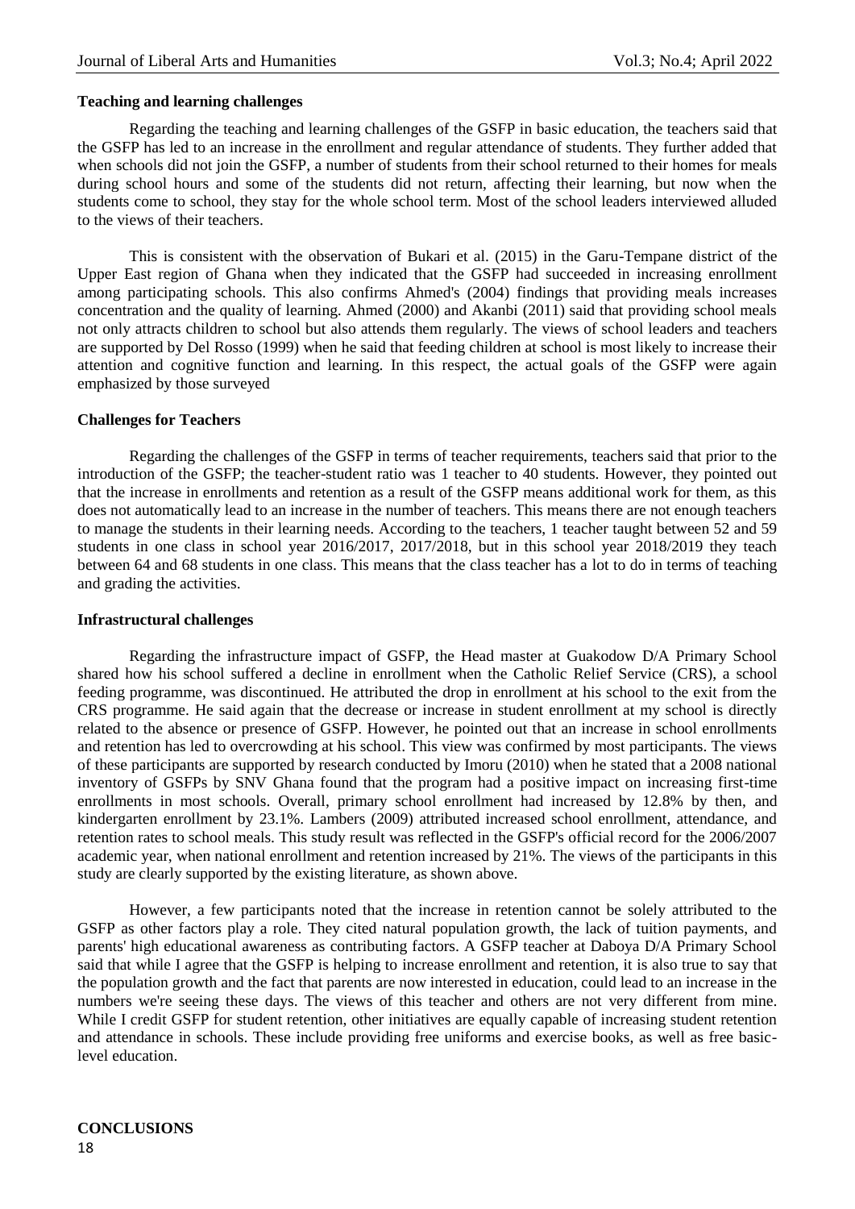### Teaching and learning challenges

Regarding the teaching and learning challenges of the GSFP in basic education, the teachers said that the GSFP has led to an increase in the enrollment and regular attendance of students. They further added that when schools did not join the GSFP, a number of students from their school returned to their homes for meals during school hours and some of the students did not return, affecting their learning, but now when the students come to school, they stay for the whole school term. Most of the school leaders interviewed alluded to the views of their teachers.

This is consistent with the observation of Bukari et al. (2015) in the Garu-Tempane district of the Upper East region of Ghana when they indicated that the GSFP had succeeded in increasing enrollment among participating schools. This also confirms Ahmed's (2004) findings that providing meals increases concentration and the quality of learning. Ahmed (2000) and Akanbi (2011) said that providing school meals not only attracts children to school but also attends them regularly. The views of school leaders and teachers are supported by Del Rosso (1999) when he said that feeding children at school is most likely to increase their attention and cognitive function and learning. In this respect, the actual goals of the GSFP were again emphasized by those surveyed

### Challenges for Teachers

Regarding the challenges of the GSFP in terms of teacher requirements, teachers said that prior to the introduction of the GSFP; the teacher-student ratio was 1 teacher to 40 students. However, they pointed out that the increase in enrollments and retention as a result of the GSFP means additional work for them, as this does not automatically lead to an increase in the number of teachers. This means there are not enough teachers to manage the students in their learning needs. According to the teachers, 1 teacher taught between 52 and 59 students in one class in school year 2016/2017, 2017/2018, but in this school year 2018/2019 they teach between 64 and 68 students in one class. This means that the class teacher has a lot to do in terms of teaching and grading the activities.

### Infrastructural challenges

Regarding the infrastructure impact of GSFP, the Head master at Guakodow D/A Primary School shared how his school suffered a decline in enrollment when the Catholic Relief Service (CRS), a school feeding programme, was discontinued. He attributed the drop in enrollment at his school to the exit from the CRS programme. He said again that the decrease or increase in student enrollment at my school is directly related to the absence or presence of GSFP. However, he pointed out that an increase in school enrollments and retention has led to overcrowding at his school. This view was confirmed by most participants. The views of these participants are supported by research conducted by Imoru (2010) when he stated that a 2008 national inventory of GSFPs by SNV Ghana found that the program had a positive impact on increasing first-time enrollments in most schools. Overall, primary school enrollment had increased by 12.8% by then, and kindergarten enrollment by 23.1%. Lambers (2009) attributed increased school enrollment, attendance, and retention rates to school meals. This study result was reflected in the GSFP's official record for the 2006/2007 academic year, when national enrollment and retention increased by 21%. The views of the participants in this study are clearly supported by the existing literature, as shown above.

However, a few participants noted that the increase in retention cannot be solely attributed to the GSFP as other factors play a role. They cited natural population growth, the lack of tuition payments, and parents' high educational awareness as contributing factors. A GSFP teacher at Daboya D/A Primary School said that while I agree that the GSFP is helping to increase enrollment and retention, it is also true to say that the population growth and the fact that parents are now interested in education, could lead to an increase in the numbers we're seeing these days. The views of this teacher and others are not very different from mine. While I credit GSFP for student retention, other initiatives are equally capable of increasing student retention and attendance in schools. These include providing free uniforms and exercise books, as well as free basic-level education.

## CONCLUSIONS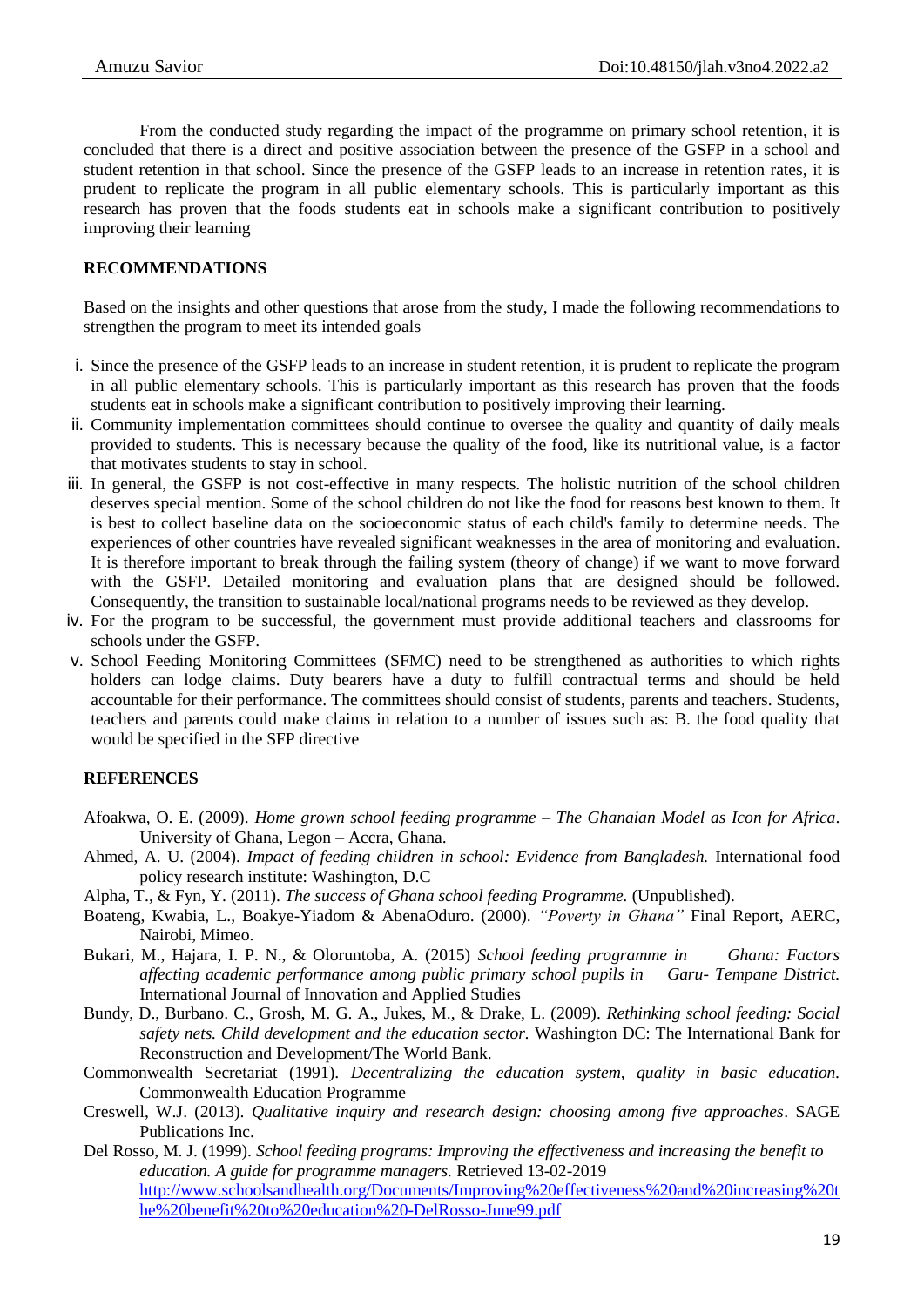From the conducted study regarding the impact of the programme on primary school retention, it is concluded that there is a direct and positive association between the presence of the GSFP in a school and student retention in that school. Since the presence of the GSFP leads to an increase in retention rates, it is prudent to replicate the program in all public elementary schools. This is particularly important as this research has proven that the foods students eat in schools make a significant contribution to positively improving their learning

## RECOMMENDATIONS

Based on the insights and other questions that arose from the study, I made the following recommendations to strengthen the program to meet its intended goals

i. Since the presence of the GSFP leads to an increase in student retention, it is prudent to replicate the program in all public elementary schools. This is particularly important as this research has proven that the foods students eat in schools make a significant contribution to positively improving their learning.
ii. Community implementation committees should continue to oversee the quality and quantity of daily meals provided to students. This is necessary because the quality of the food, like its nutritional value, is a factor that motivates students to stay in school.
iii. In general, the GSFP is not cost-effective in many respects. The holistic nutrition of the school children deserves special mention. Some of the school children do not like the food for reasons best known to them. It is best to collect baseline data on the socioeconomic status of each child's family to determine needs. The experiences of other countries have revealed significant weaknesses in the area of monitoring and evaluation. It is therefore important to break through the failing system (theory of change) if we want to move forward with the GSFP. Detailed monitoring and evaluation plans that are designed should be followed. Consequently, the transition to sustainable local/national programs needs to be reviewed as they develop.
iv. For the program to be successful, the government must provide additional teachers and classrooms for schools under the GSFP.
v. School Feeding Monitoring Committees (SFMC) need to be strengthened as authorities to which rights holders can lodge claims. Duty bearers have a duty to fulfill contractual terms and should be held accountable for their performance. The committees should consist of students, parents and teachers. Students, teachers and parents could make claims in relation to a number of issues such as: B. the food quality that would be specified in the SFP directive

## REFERENCES

Afoakwa, O. E. (2009). *Home grown school feeding programme – The Ghanaian Model as Icon for Africa*. University of Ghana, Legon – Accra, Ghana.

Ahmed, A. U. (2004). *Impact of feeding children in school: Evidence from Bangladesh.* International food policy research institute: Washington, D.C

Alpha, T., & Fyn, Y. (2011). *The success of Ghana school feeding Programme.* (Unpublished).

Boateng, Kwabia, L., Boakye-Yiadom & AbenaOduro. (2000). *"Poverty in Ghana"* Final Report, AERC, Nairobi, Mimeo.

Bukari, M., Hajara, I. P. N., & Oloruntoba, A. (2015) *School feeding programme in Ghana: Factors affecting academic performance among public primary school pupils in Garu- Tempane District.* International Journal of Innovation and Applied Studies

Bundy, D., Burbano. C., Grosh, M. G. A., Jukes, M., & Drake, L. (2009). *Rethinking school feeding: Social safety nets. Child development and the education sector.* Washington DC: The International Bank for Reconstruction and Development/The World Bank.

Commonwealth Secretariat (1991). *Decentralizing the education system, quality in basic education.* Commonwealth Education Programme

Creswell, W.J. (2013). *Qualitative inquiry and research design: choosing among five approaches*. SAGE Publications Inc.

Del Rosso, M. J. (1999). *School feeding programs: Improving the effectiveness and increasing the benefit to education. A guide for programme managers.* Retrieved 13-02-2019 http://www.schoolsandhealth.org/Documents/Improving%20effectiveness%20and%20increasing%20the%20benefit%20to%20education%20-DelRosso-June99.pdf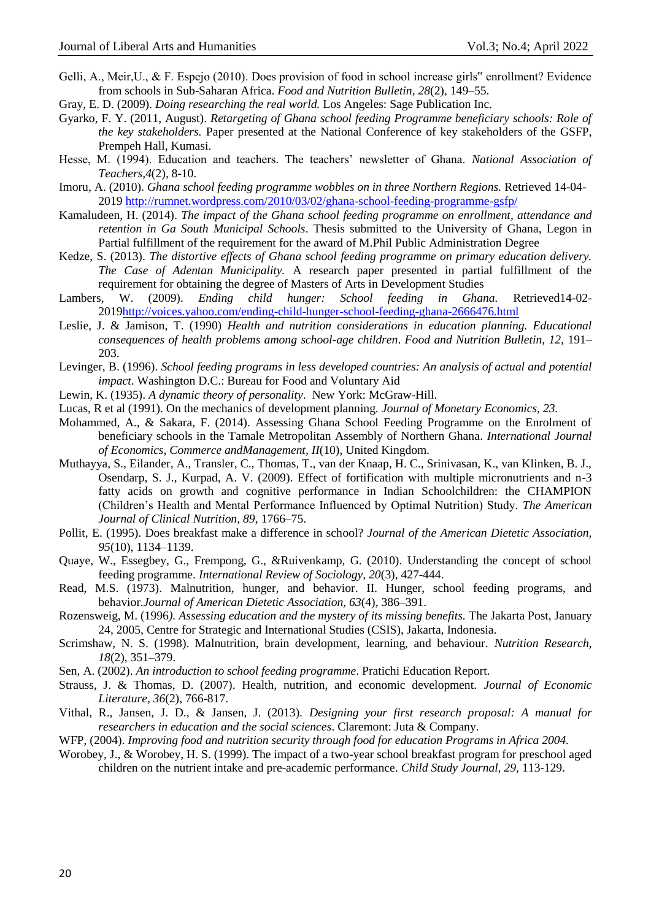Gelli, A., Meir,U., & F. Espejo (2010). Does provision of food in school increase girls" enrollment? Evidence from schools in Sub-Saharan Africa. *Food and Nutrition Bulletin, 28*(2), 149–55.

Gray, E. D. (2009). *Doing researching the real world.* Los Angeles: Sage Publication Inc.

Gyarko, F. Y. (2011, August). *Retargeting of Ghana school feeding Programme beneficiary schools: Role of the key stakeholders.* Paper presented at the National Conference of key stakeholders of the GSFP, Prempeh Hall, Kumasi.

Hesse, M. (1994). Education and teachers. The teachers' newsletter of Ghana. *National Association of Teachers,4*(2), 8-10.

Imoru, A. (2010). *Ghana school feeding programme wobbles on in three Northern Regions.* Retrieved 14-04-2019 http://rumnet.wordpress.com/2010/03/02/ghana-school-feeding-programme-gsfp/

Kamaludeen, H. (2014). *The impact of the Ghana school feeding programme on enrollment, attendance and retention in Ga South Municipal Schools*. Thesis submitted to the University of Ghana, Legon in Partial fulfillment of the requirement for the award of M.Phil Public Administration Degree

Kedze, S. (2013). *The distortive effects of Ghana school feeding programme on primary education delivery. The Case of Adentan Municipality.* A research paper presented in partial fulfillment of the requirement for obtaining the degree of Masters of Arts in Development Studies

Lambers, W. (2009). *Ending child hunger: School feeding in Ghana.* Retrieved14-02-2019http://voices.yahoo.com/ending-child-hunger-school-feeding-ghana-2666476.html

Leslie, J. & Jamison, T. (1990) *Health and nutrition considerations in education planning. Educational consequences of health problems among school-age children*. *Food and Nutrition Bulletin, 12,* 191–203.

Levinger, B. (1996). *School feeding programs in less developed countries: An analysis of actual and potential impact*. Washington D.C.: Bureau for Food and Voluntary Aid

Lewin, K. (1935). *A dynamic theory of personality*. New York: McGraw-Hill.

Lucas, R et al (1991). On the mechanics of development planning. *Journal of Monetary Economics, 23.*

Mohammed, A., & Sakara, F. (2014). Assessing Ghana School Feeding Programme on the Enrolment of beneficiary schools in the Tamale Metropolitan Assembly of Northern Ghana. *International Journal of Economics, Commerce andManagement, II*(10), United Kingdom.

Muthayya, S., Eilander, A., Transler, C., Thomas, T., van der Knaap, H. C., Srinivasan, K., van Klinken, B. J., Osendarp, S. J., Kurpad, A. V. (2009). Effect of fortification with multiple micronutrients and n-3 fatty acids on growth and cognitive performance in Indian Schoolchildren: the CHAMPION (Children's Health and Mental Performance Influenced by Optimal Nutrition) Study. *The American Journal of Clinical Nutrition, 89*, 1766–75.

Pollit, E. (1995). Does breakfast make a difference in school? *Journal of the American Dietetic Association, 95*(10), 1134–1139.

Quaye, W., Essegbey, G., Frempong, G., &Ruivenkamp, G. (2010). Understanding the concept of school feeding programme. *International Review of Sociology, 20*(3), 427-444.

Read, M.S. (1973). Malnutrition, hunger, and behavior. II. Hunger, school feeding programs, and behavior.*Journal of American Dietetic Association, 63*(4), 386–391.

Rozensweig, M. (1996*). Assessing education and the mystery of its missing benefits.* The Jakarta Post, January 24, 2005, Centre for Strategic and International Studies (CSIS), Jakarta, Indonesia.

Scrimshaw, N. S. (1998). Malnutrition, brain development, learning, and behaviour. *Nutrition Research, 18*(2), 351–379.

Sen, A. (2002). *An introduction to school feeding programme*. Pratichi Education Report.

Strauss, J. & Thomas, D. (2007). Health, nutrition, and economic development. *Journal of Economic Literature, 36*(2), 766-817.

Vithal, R., Jansen, J. D., & Jansen, J. (2013). *Designing your first research proposal: A manual for researchers in education and the social sciences*. Claremont: Juta & Company.

WFP, (2004). *Improving food and nutrition security through food for education Programs in Africa 2004.*

Worobey, J., & Worobey, H. S. (1999). The impact of a two-year school breakfast program for preschool aged children on the nutrient intake and pre-academic performance. *Child Study Journal, 29,* 113-129.